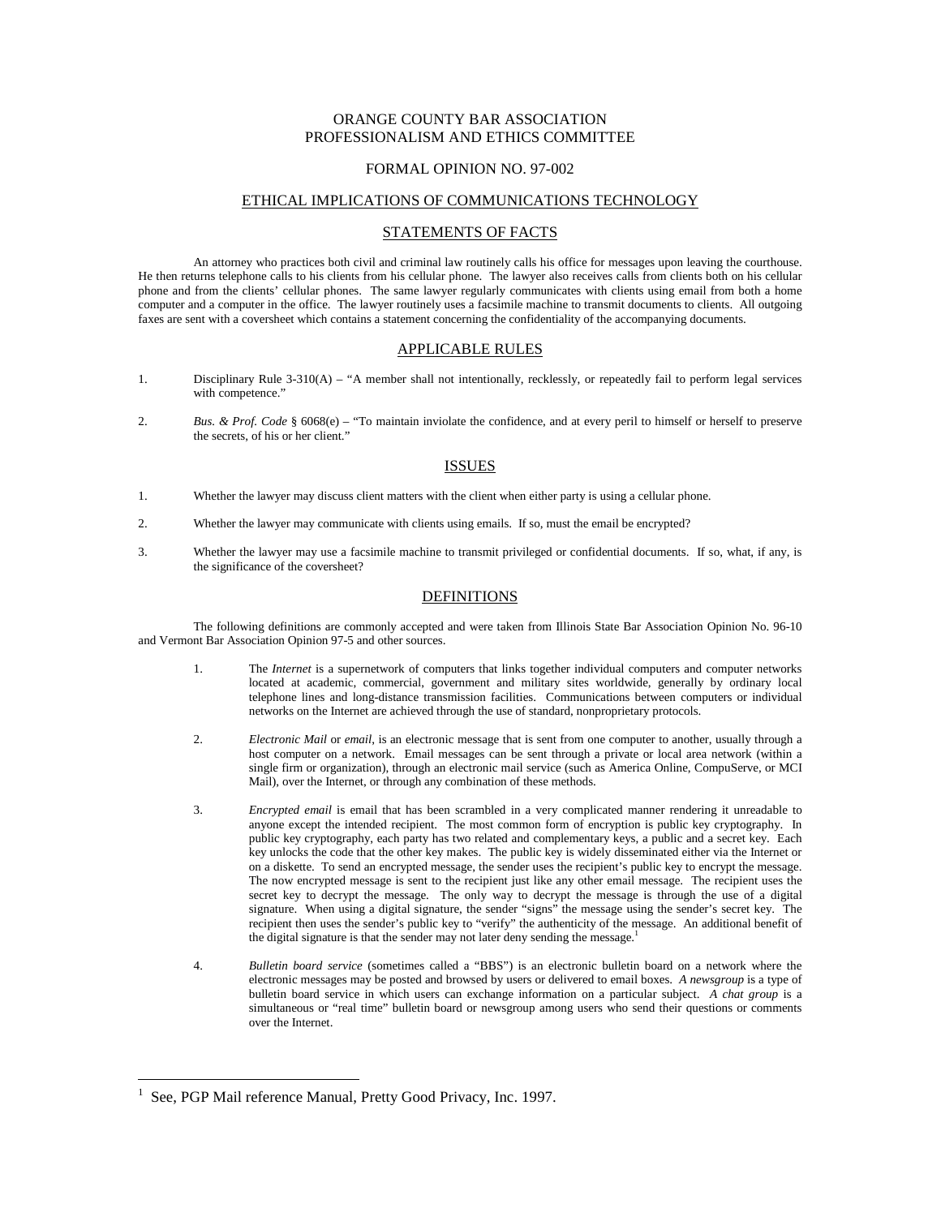# ORANGE COUNTY BAR ASSOCIATION
# PROFESSIONALISM AND ETHICS COMMITTEE

## FORMAL OPINION NO. 97-002

## ETHICAL IMPLICATIONS OF COMMUNICATIONS TECHNOLOGY

## STATEMENTS OF FACTS

An attorney who practices both civil and criminal law routinely calls his office for messages upon leaving the courthouse. He then returns telephone calls to his clients from his cellular phone. The lawyer also receives calls from clients both on his cellular phone and from the clients' cellular phones. The same lawyer regularly communicates with clients using email from both a home computer and a computer in the office. The lawyer routinely uses a facsimile machine to transmit documents to clients. All outgoing faxes are sent with a coversheet which contains a statement concerning the confidentiality of the accompanying documents.

## APPLICABLE RULES

1. Disciplinary Rule 3-310(A) – "A member shall not intentionally, recklessly, or repeatedly fail to perform legal services with competence."

2. *Bus. & Prof. Code* § 6068(e) – "To maintain inviolate the confidence, and at every peril to himself or herself to preserve the secrets, of his or her client."

## ISSUES

1. Whether the lawyer may discuss client matters with the client when either party is using a cellular phone.

2. Whether the lawyer may communicate with clients using emails. If so, must the email be encrypted?

3. Whether the lawyer may use a facsimile machine to transmit privileged or confidential documents. If so, what, if any, is the significance of the coversheet?

## DEFINITIONS

The following definitions are commonly accepted and were taken from Illinois State Bar Association Opinion No. 96-10 and Vermont Bar Association Opinion 97-5 and other sources.

1. The *Internet* is a supernetwork of computers that links together individual computers and computer networks located at academic, commercial, government and military sites worldwide, generally by ordinary local telephone lines and long-distance transmission facilities. Communications between computers or individual networks on the Internet are achieved through the use of standard, nonproprietary protocols.

2. *Electronic Mail* or *email*, is an electronic message that is sent from one computer to another, usually through a host computer on a network. Email messages can be sent through a private or local area network (within a single firm or organization), through an electronic mail service (such as America Online, CompuServe, or MCI Mail), over the Internet, or through any combination of these methods.

3. *Encrypted email* is email that has been scrambled in a very complicated manner rendering it unreadable to anyone except the intended recipient. The most common form of encryption is public key cryptography. In public key cryptography, each party has two related and complementary keys, a public and a secret key. Each key unlocks the code that the other key makes. The public key is widely disseminated either via the Internet or on a diskette. To send an encrypted message, the sender uses the recipient's public key to encrypt the message. The now encrypted message is sent to the recipient just like any other email message. The recipient uses the secret key to decrypt the message. The only way to decrypt the message is through the use of a digital signature. When using a digital signature, the sender "signs" the message using the sender's secret key. The recipient then uses the sender's public key to "verify" the authenticity of the message. An additional benefit of the digital signature is that the sender may not later deny sending the message.[1]

4. *Bulletin board service* (sometimes called a "BBS") is an electronic bulletin board on a network where the electronic messages may be posted and browsed by users or delivered to email boxes. *A newsgroup* is a type of bulletin board service in which users can exchange information on a particular subject. *A chat group* is a simultaneous or "real time" bulletin board or newsgroup among users who send their questions or comments over the Internet.

---

[1] See, PGP Mail reference Manual, Pretty Good Privacy, Inc. 1997.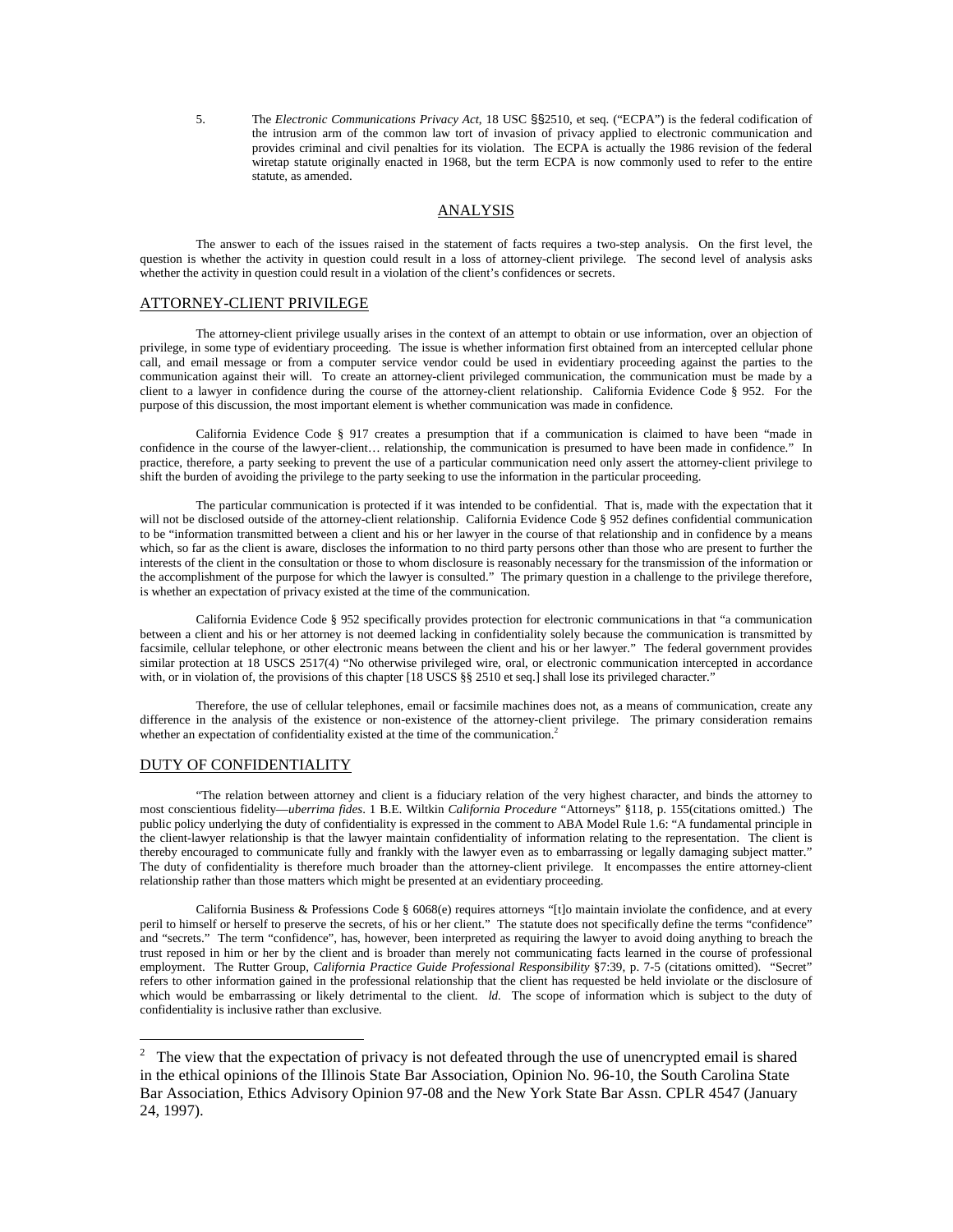5. The *Electronic Communications Privacy Act*, 18 USC §§2510, et seq. ("ECPA") is the federal codification of the intrusion arm of the common law tort of invasion of privacy applied to electronic communication and provides criminal and civil penalties for its violation. The ECPA is actually the 1986 revision of the federal wiretap statute originally enacted in 1968, but the term ECPA is now commonly used to refer to the entire statute, as amended.

## ANALYSIS

The answer to each of the issues raised in the statement of facts requires a two-step analysis. On the first level, the question is whether the activity in question could result in a loss of attorney-client privilege. The second level of analysis asks whether the activity in question could result in a violation of the client's confidences or secrets.

### ATTORNEY-CLIENT PRIVILEGE

The attorney-client privilege usually arises in the context of an attempt to obtain or use information, over an objection of privilege, in some type of evidentiary proceeding. The issue is whether information first obtained from an intercepted cellular phone call, and email message or from a computer service vendor could be used in evidentiary proceeding against the parties to the communication against their will. To create an attorney-client privileged communication, the communication must be made by a client to a lawyer in confidence during the course of the attorney-client relationship. California Evidence Code § 952. For the purpose of this discussion, the most important element is whether communication was made in confidence.

California Evidence Code § 917 creates a presumption that if a communication is claimed to have been "made in confidence in the course of the lawyer-client… relationship, the communication is presumed to have been made in confidence." In practice, therefore, a party seeking to prevent the use of a particular communication need only assert the attorney-client privilege to shift the burden of avoiding the privilege to the party seeking to use the information in the particular proceeding.

The particular communication is protected if it was intended to be confidential. That is, made with the expectation that it will not be disclosed outside of the attorney-client relationship. California Evidence Code § 952 defines confidential communication to be "information transmitted between a client and his or her lawyer in the course of that relationship and in confidence by a means which, so far as the client is aware, discloses the information to no third party persons other than those who are present to further the interests of the client in the consultation or those to whom disclosure is reasonably necessary for the transmission of the information or the accomplishment of the purpose for which the lawyer is consulted." The primary question in a challenge to the privilege therefore, is whether an expectation of privacy existed at the time of the communication.

California Evidence Code § 952 specifically provides protection for electronic communications in that "a communication between a client and his or her attorney is not deemed lacking in confidentiality solely because the communication is transmitted by facsimile, cellular telephone, or other electronic means between the client and his or her lawyer." The federal government provides similar protection at 18 USCS 2517(4) "No otherwise privileged wire, oral, or electronic communication intercepted in accordance with, or in violation of, the provisions of this chapter [18 USCS §§ 2510 et seq.] shall lose its privileged character."

Therefore, the use of cellular telephones, email or facsimile machines does not, as a means of communication, create any difference in the analysis of the existence or non-existence of the attorney-client privilege. The primary consideration remains whether an expectation of confidentiality existed at the time of the communication.[2]

### DUTY OF CONFIDENTIALITY

"The relation between attorney and client is a fiduciary relation of the very highest character, and binds the attorney to most conscientious fidelity—*uberrima fides*. 1 B.E. Wiltkin *California Procedure* "Attorneys" §118, p. 155(citations omitted.) The public policy underlying the duty of confidentiality is expressed in the comment to ABA Model Rule 1.6: "A fundamental principle in the client-lawyer relationship is that the lawyer maintain confidentiality of information relating to the representation. The client is thereby encouraged to communicate fully and frankly with the lawyer even as to embarrassing or legally damaging subject matter." The duty of confidentiality is therefore much broader than the attorney-client privilege. It encompasses the entire attorney-client relationship rather than those matters which might be presented at an evidentiary proceeding.

California Business & Professions Code § 6068(e) requires attorneys "[t]o maintain inviolate the confidence, and at every peril to himself or herself to preserve the secrets, of his or her client." The statute does not specifically define the terms "confidence" and "secrets." The term "confidence", has, however, been interpreted as requiring the lawyer to avoid doing anything to breach the trust reposed in him or her by the client and is broader than merely not communicating facts learned in the course of professional employment. The Rutter Group, *California Practice Guide Professional Responsibility* §7:39, p. 7-5 (citations omitted). "Secret" refers to other information gained in the professional relationship that the client has requested be held inviolate or the disclosure of which would be embarrassing or likely detrimental to the client. *ld.* The scope of information which is subject to the duty of confidentiality is inclusive rather than exclusive.

---

[2] The view that the expectation of privacy is not defeated through the use of unencrypted email is shared in the ethical opinions of the Illinois State Bar Association, Opinion No. 96-10, the South Carolina State Bar Association, Ethics Advisory Opinion 97-08 and the New York State Bar Assn. CPLR 4547 (January 24, 1997).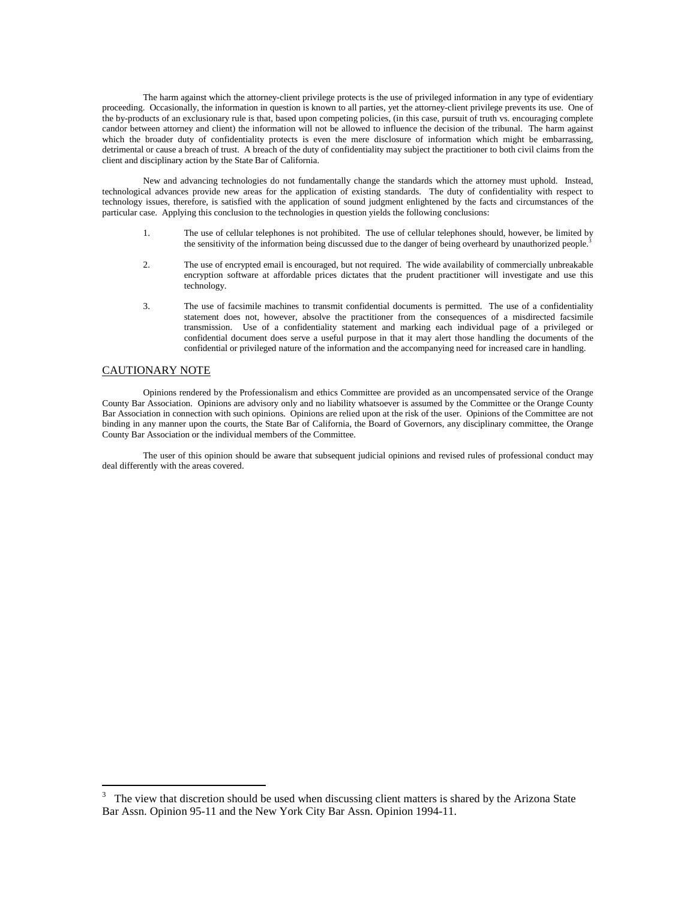The harm against which the attorney-client privilege protects is the use of privileged information in any type of evidentiary proceeding. Occasionally, the information in question is known to all parties, yet the attorney-client privilege prevents its use. One of the by-products of an exclusionary rule is that, based upon competing policies, (in this case, pursuit of truth vs. encouraging complete candor between attorney and client) the information will not be allowed to influence the decision of the tribunal. The harm against which the broader duty of confidentiality protects is even the mere disclosure of information which might be embarrassing, detrimental or cause a breach of trust. A breach of the duty of confidentiality may subject the practitioner to both civil claims from the client and disciplinary action by the State Bar of California.

New and advancing technologies do not fundamentally change the standards which the attorney must uphold. Instead, technological advances provide new areas for the application of existing standards. The duty of confidentiality with respect to technology issues, therefore, is satisfied with the application of sound judgment enlightened by the facts and circumstances of the particular case. Applying this conclusion to the technologies in question yields the following conclusions:

1. The use of cellular telephones is not prohibited. The use of cellular telephones should, however, be limited by the sensitivity of the information being discussed due to the danger of being overheard by unauthorized people.[3]

2. The use of encrypted email is encouraged, but not required. The wide availability of commercially unbreakable encryption software at affordable prices dictates that the prudent practitioner will investigate and use this technology.

3. The use of facsimile machines to transmit confidential documents is permitted. The use of a confidentiality statement does not, however, absolve the practitioner from the consequences of a misdirected facsimile transmission. Use of a confidentiality statement and marking each individual page of a privileged or confidential document does serve a useful purpose in that it may alert those handling the documents of the confidential or privileged nature of the information and the accompanying need for increased care in handling.

## CAUTIONARY NOTE

Opinions rendered by the Professionalism and ethics Committee are provided as an uncompensated service of the Orange County Bar Association. Opinions are advisory only and no liability whatsoever is assumed by the Committee or the Orange County Bar Association in connection with such opinions. Opinions are relied upon at the risk of the user. Opinions of the Committee are not binding in any manner upon the courts, the State Bar of California, the Board of Governors, any disciplinary committee, the Orange County Bar Association or the individual members of the Committee.

The user of this opinion should be aware that subsequent judicial opinions and revised rules of professional conduct may deal differently with the areas covered.

---

[3] The view that discretion should be used when discussing client matters is shared by the Arizona State Bar Assn. Opinion 95-11 and the New York City Bar Assn. Opinion 1994-11.